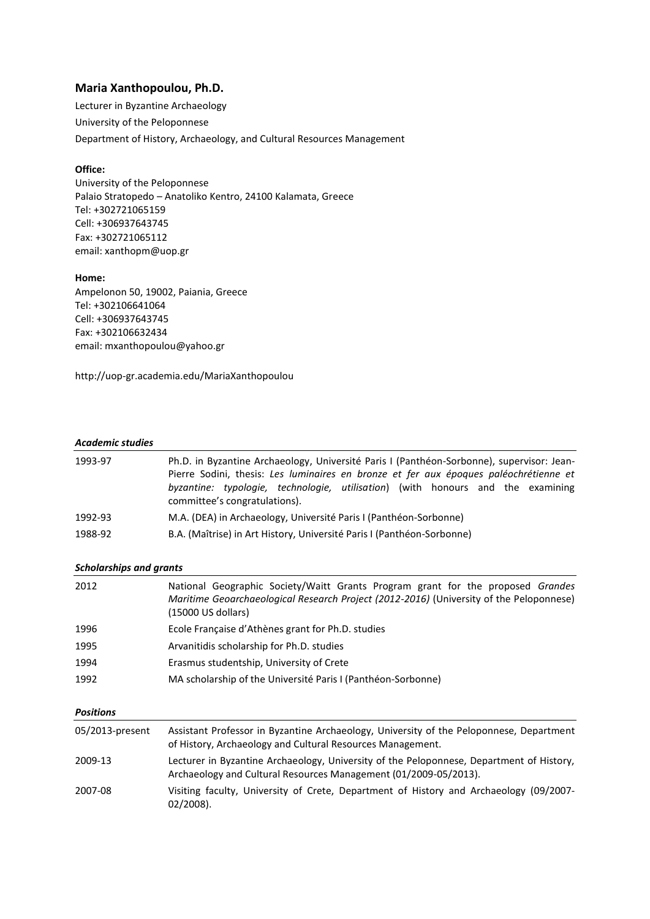# Maria Xanthopoulou, Ph.D.

Lecturer in Byzantine Archaeology

University of the Peloponnese

Department of History, Archaeology, and Cultural Resources Management

**Office:**

University of the Peloponnese
Palaio Stratopedo – Anatoliko Kentro, 24100 Kalamata, Greece
Tel: +302721065159
Cell: +306937643745
Fax: +302721065112
email: xanthopm@uop.gr

**Home:**

Ampelonon 50, 19002, Paiania, Greece
Tel: +302106641064
Cell: +306937643745
Fax: +302106632434
email: mxanthopoulou@yahoo.gr

http://uop-gr.academia.edu/MariaXanthopoulou

### *Academic studies*

| | |
|---|---|
| 1993-97 | Ph.D. in Byzantine Archaeology, Université Paris I (Panthéon-Sorbonne), supervisor: Jean-Pierre Sodini, thesis: *Les luminaires en bronze et fer aux époques paléochrétienne et byzantine: typologie, technologie, utilisation*) (with honours and the examining committee's congratulations). |
| 1992-93 | M.A. (DEA) in Archaeology, Université Paris I (Panthéon-Sorbonne) |
| 1988-92 | B.A. (Maîtrise) in Art History, Université Paris I (Panthéon-Sorbonne) |

### *Scholarships and grants*

| | |
|---|---|
| 2012 | National Geographic Society/Waitt Grants Program grant for the proposed *Grandes Maritime Geoarchaeological Research Project (2012-2016)* (University of the Peloponnese) (15000 US dollars) |
| 1996 | Ecole Française d'Athènes grant for Ph.D. studies |
| 1995 | Arvanitidis scholarship for Ph.D. studies |
| 1994 | Erasmus studentship, University of Crete |
| 1992 | MA scholarship of the Université Paris I (Panthéon-Sorbonne) |

### *Positions*

| | |
|---|---|
| 05/2013-present | Assistant Professor in Byzantine Archaeology, University of the Peloponnese, Department of History, Archaeology and Cultural Resources Management. |
| 2009-13 | Lecturer in Byzantine Archaeology, University of the Peloponnese, Department of History, Archaeology and Cultural Resources Management (01/2009-05/2013). |
| 2007-08 | Visiting faculty, University of Crete, Department of History and Archaeology (09/2007-02/2008). |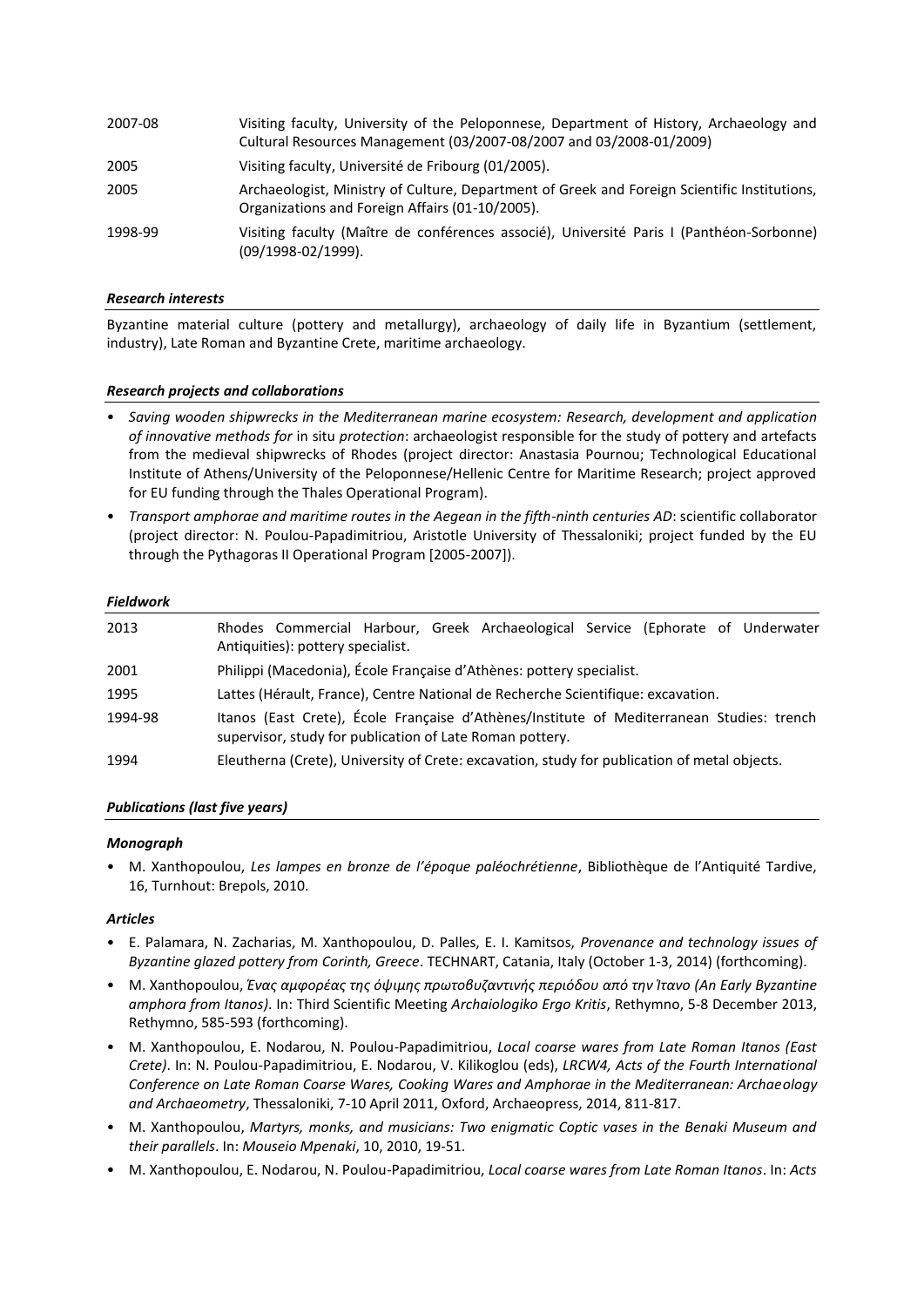| | |
|---|---|
| 2007-08 | Visiting faculty, University of the Peloponnese, Department of History, Archaeology and Cultural Resources Management (03/2007-08/2007 and 03/2008-01/2009) |
| 2005 | Visiting faculty, Université de Fribourg (01/2005). |
| 2005 | Archaeologist, Ministry of Culture, Department of Greek and Foreign Scientific Institutions, Organizations and Foreign Affairs (01-10/2005). |
| 1998-99 | Visiting faculty (Maître de conférences associé), Université Paris I (Panthéon-Sorbonne) (09/1998-02/1999). |

### *Research interests*

Byzantine material culture (pottery and metallurgy), archaeology of daily life in Byzantium (settlement, industry), Late Roman and Byzantine Crete, maritime archaeology.

### *Research projects and collaborations*

- *Saving wooden shipwrecks in the Mediterranean marine ecosystem: Research, development and application of innovative methods for* in situ *protection*: archaeologist responsible for the study of pottery and artefacts from the medieval shipwrecks of Rhodes (project director: Anastasia Pournou; Technological Educational Institute of Athens/University of the Peloponnese/Hellenic Centre for Maritime Research; project approved for EU funding through the Thales Operational Program).
- *Transport amphorae and maritime routes in the Aegean in the fifth-ninth centuries AD*: scientific collaborator (project director: N. Poulou-Papadimitriou, Aristotle University of Thessaloniki; project funded by the EU through the Pythagoras II Operational Program [2005-2007]).

### *Fieldwork*

| | |
|---|---|
| 2013 | Rhodes Commercial Harbour, Greek Archaeological Service (Ephorate of Underwater Antiquities): pottery specialist. |
| 2001 | Philippi (Macedonia), École Française d'Athènes: pottery specialist. |
| 1995 | Lattes (Hérault, France), Centre National de Recherche Scientifique: excavation. |
| 1994-98 | Itanos (East Crete), École Française d'Athènes/Institute of Mediterranean Studies: trench supervisor, study for publication of Late Roman pottery. |
| 1994 | Eleutherna (Crete), University of Crete: excavation, study for publication of metal objects. |

### *Publications (last five years)*

#### *Monograph*

- M. Xanthopoulou, *Les lampes en bronze de l'époque paléochrétienne*, Bibliothèque de l'Antiquité Tardive, 16, Turnhout: Brepols, 2010.

#### *Articles*

- E. Palamara, N. Zacharias, M. Xanthopoulou, D. Palles, E. I. Kamitsos, *Provenance and technology issues of Byzantine glazed pottery from Corinth, Greece*. TECHNART, Catania, Italy (October 1-3, 2014) (forthcoming).
- M. Xanthopoulou, *Ένας αμφορέας της όψιμης πρωτοβυζαντινής περιόδου από την Ίτανο (An Early Byzantine amphora from Itanos)*. In: Third Scientific Meeting *Archaiologiko Ergo Kritis*, Rethymno, 5-8 December 2013, Rethymno, 585-593 (forthcoming).
- M. Xanthopoulou, E. Nodarou, N. Poulou-Papadimitriou, *Local coarse wares from Late Roman Itanos (East Crete)*. In: N. Poulou-Papadimitriou, E. Nodarou, V. Kilikoglou (eds), *LRCW4, Acts of the Fourth International Conference on Late Roman Coarse Wares, Cooking Wares and Amphorae in the Mediterranean: Archaeology and Archaeometry*, Thessaloniki, 7-10 April 2011, Oxford, Archaeopress, 2014, 811-817.
- M. Xanthopoulou, *Martyrs, monks, and musicians: Two enigmatic Coptic vases in the Benaki Museum and their parallels*. In: *Mouseio Mpenaki*, 10, 2010, 19-51.
- M. Xanthopoulou, E. Nodarou, N. Poulou-Papadimitriou, *Local coarse wares from Late Roman Itanos*. In: *Acts*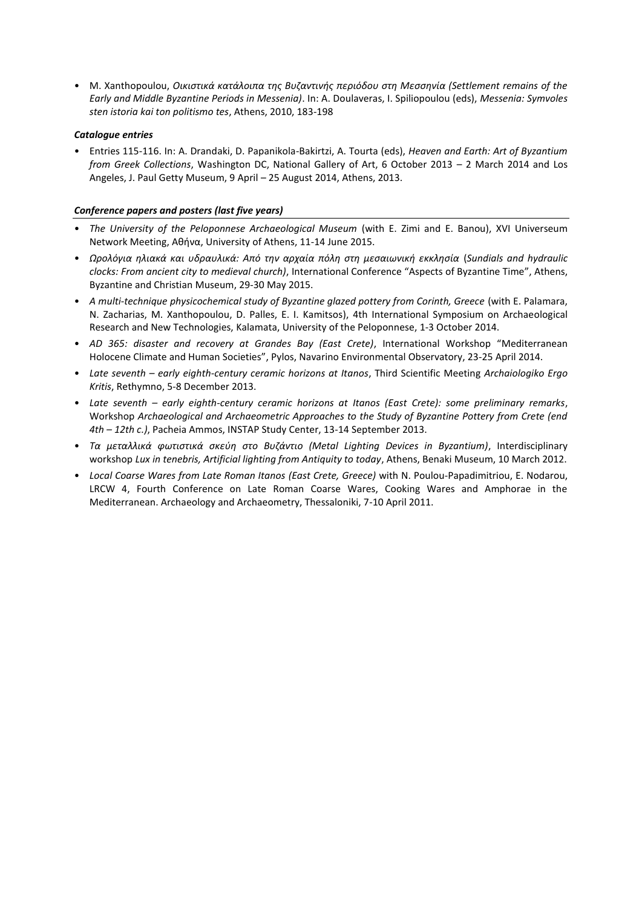- M. Xanthopoulou, *Οικιστικά κατάλοιπα της Βυζαντινής περιόδου στη Μεσσηνία (Settlement remains of the Early and Middle Byzantine Periods in Messenia)*. In: A. Doulaveras, I. Spiliopoulou (eds), *Messenia: Symvoles sten istoria kai ton politismo tes*, Athens, 2010, 183-198

### *Catalogue entries*

- Entries 115-116. In: A. Drandaki, D. Papanikola-Bakirtzi, A. Tourta (eds), *Heaven and Earth: Art of Byzantium from Greek Collections*, Washington DC, National Gallery of Art, 6 October 2013 – 2 March 2014 and Los Angeles, J. Paul Getty Museum, 9 April – 25 August 2014, Athens, 2013.

### *Conference papers and posters (last five years)*

- *The University of the Peloponnese Archaeological Museum* (with E. Zimi and E. Banou), XVI Universeum Network Meeting, Αθήνα, University of Athens, 11-14 June 2015.
- *Ωρολόγια ηλιακά και υδραυλικά: Από την αρχαία πόλη στη μεσαιωνική εκκλησία* (*Sundials and hydraulic clocks: From ancient city to medieval church)*, International Conference "Aspects of Byzantine Time", Athens, Byzantine and Christian Museum, 29-30 May 2015.
- *A multi-technique physicochemical study of Byzantine glazed pottery from Corinth, Greece* (with E. Palamara, N. Zacharias, M. Xanthopoulou, D. Palles, E. I. Kamitsos), 4th International Symposium on Archaeological Research and New Technologies, Kalamata, University of the Peloponnese, 1-3 October 2014.
- *AD 365: disaster and recovery at Grandes Bay (East Crete)*, International Workshop "Mediterranean Holocene Climate and Human Societies", Pylos, Navarino Environmental Observatory, 23-25 April 2014.
- *Late seventh – early eighth-century ceramic horizons at Itanos*, Third Scientific Meeting *Archaiologiko Ergo Kritis*, Rethymno, 5-8 December 2013.
- *Late seventh – early eighth-century ceramic horizons at Itanos (East Crete): some preliminary remarks*, Workshop *Archaeological and Archaeometric Approaches to the Study of Byzantine Pottery from Crete (end 4th – 12th c.)*, Pacheia Ammos, INSTAP Study Center, 13-14 September 2013.
- *Τα μεταλλικά φωτιστικά σκεύη στο Βυζάντιο (Metal Lighting Devices in Byzantium)*, Interdisciplinary workshop *Lux in tenebris, Artificial lighting from Antiquity to today*, Athens, Benaki Museum, 10 March 2012.
- *Local Coarse Wares from Late Roman Itanos (East Crete, Greece)* with N. Poulou-Papadimitriou, E. Nodarou, LRCW 4, Fourth Conference on Late Roman Coarse Wares, Cooking Wares and Amphorae in the Mediterranean. Archaeology and Archaeometry, Thessaloniki, 7-10 April 2011.